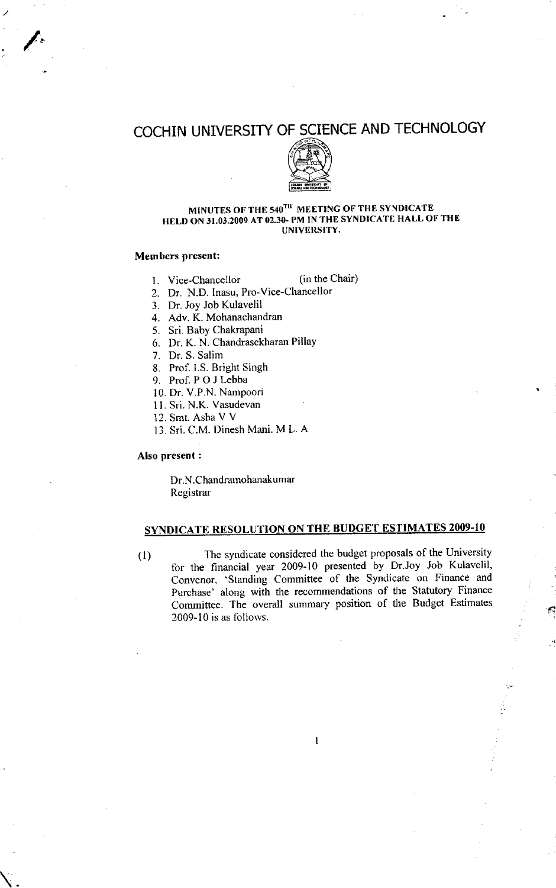# COCHIN UNIVERSITY OF SCIENCE AND TECHNOLOGY

## MINUTES OF THE 540TH MEETING OF THE SYNDICATE HELD ON 31.03.2009 AT 02.30- PM IN THE SYNDICATE HALL OF THE UNIVERSITY.

**Members present:**

1. Vice-Chancellor (in the Chair)
2. Dr. N.D. Inasu, Pro-Vice-Chancellor
3. Dr. Joy Job Kulavelil
4. Adv. K. Mohanachandran
5. Sri. Baby Chakrapani
6. Dr. K. N. Chandrasekharan Pillay
7. Dr. S. Salim
8. Prof. I.S. Bright Singh
9. Prof. P O J Lebba
10. Dr. V.P.N. Nampoori
11. Sri. N.K. Vasudevan
12. Smt. Asha V V
13. Sri. C.M. Dinesh Mani. M L. A

**Also present :**

Dr.N.Chandramohanakumar
Registrar

## SYNDICATE RESOLUTION ON THE BUDGET ESTIMATES 2009-10

(1) The syndicate considered the budget proposals of the University for the financial year 2009-10 presented by Dr.Joy Job Kulavelil, Convenor, 'Standing Committee of the Syndicate on Finance and Purchase' along with the recommendations of the Statutory Finance Committee. The overall summary position of the Budget Estimates 2009-10 is as follows.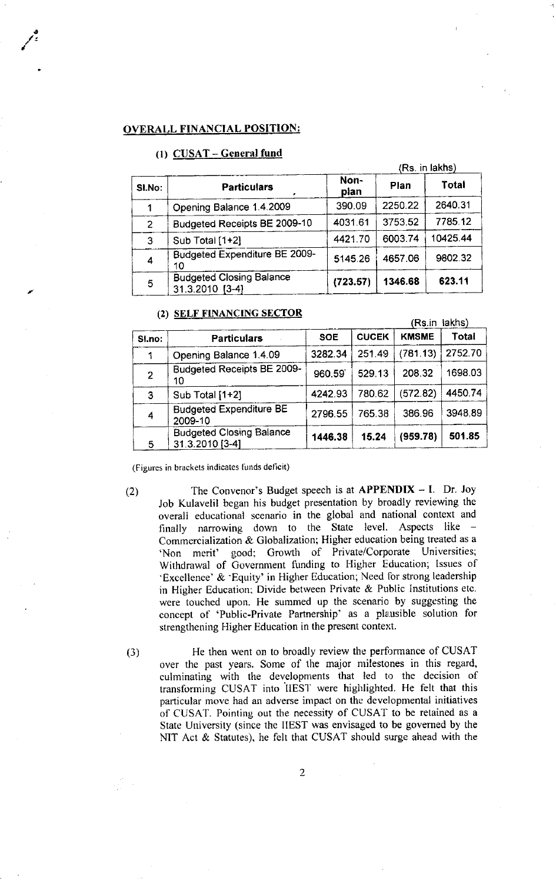## OVERALL FINANCIAL POSITION:

### (1) CUSAT – General fund

(Rs. in lakhs)

| Sl.No: | Particulars | Non-plan | Plan | Total |
|---|---|---|---|---|
| 1 | Opening Balance 1.4.2009 | 390.09 | 2250.22 | 2640.31 |
| 2 | Budgeted Receipts BE 2009-10 | 4031.61 | 3753.52 | 7785.12 |
| 3 | Sub Total [1+2] | 4421.70 | 6003.74 | 10425.44 |
| 4 | Budgeted Expenditure BE 2009-10 | 5145.26 | 4657.06 | 9802.32 |
| 5 | Budgeted Closing Balance 31.3.2010 [3-4] | **(723.57)** | **1346.68** | **623.11** |

### (2) SELF FINANCING SECTOR

(Rs.in lakhs)

| Sl.no: | Particulars | SOE | CUCEK | KMSME | Total |
|---|---|---|---|---|---|
| 1 | Opening Balance 1.4.09 | 3282.34 | 251.49 | (781.13) | 2752.70 |
| 2 | Budgeted Receipts BE 2009-10 | 960.59 | 529.13 | 208.32 | 1698.03 |
| 3 | Sub Total [1+2] | 4242.93 | 780.62 | (572.82) | 4450.74 |
| 4 | Budgeted Expenditure BE 2009-10 | 2796.55 | 765.38 | 386.96 | 3948.89 |
| 5 | Budgeted Closing Balance 31.3.2010 [3-4] | **1446.38** | **15.24** | **(959.78)** | **501.85** |

(Figures in brackets indicates funds deficit)

(2) The Convenor's Budget speech is at **APPENDIX – I**. Dr. Joy Job Kulavelil began his budget presentation by broadly reviewing the overall educational scenario in the global and national context and finally narrowing down to the State level. Aspects like – Commercialization & Globalization; Higher education being treated as a 'Non merit' good; Growth of Private/Corporate Universities; Withdrawal of Government funding to Higher Education; Issues of 'Excellence' & 'Equity' in Higher Education; Need for strong leadership in Higher Education; Divide between Private & Public Institutions etc. were touched upon. He summed up the scenario by suggesting the concept of 'Public-Private Partnership' as a plausible solution for strengthening Higher Education in the present context.

(3) He then went on to broadly review the performance of CUSAT over the past years. Some of the major milestones in this regard, culminating with the developments that led to the decision of transforming CUSAT into IIEST were highlighted. He felt that this particular move had an adverse impact on the developmental initiatives of CUSAT. Pointing out the necessity of CUSAT to be retained as a State University (since the IIEST was envisaged to be governed by the NIT Act & Statutes), he felt that CUSAT should surge ahead with the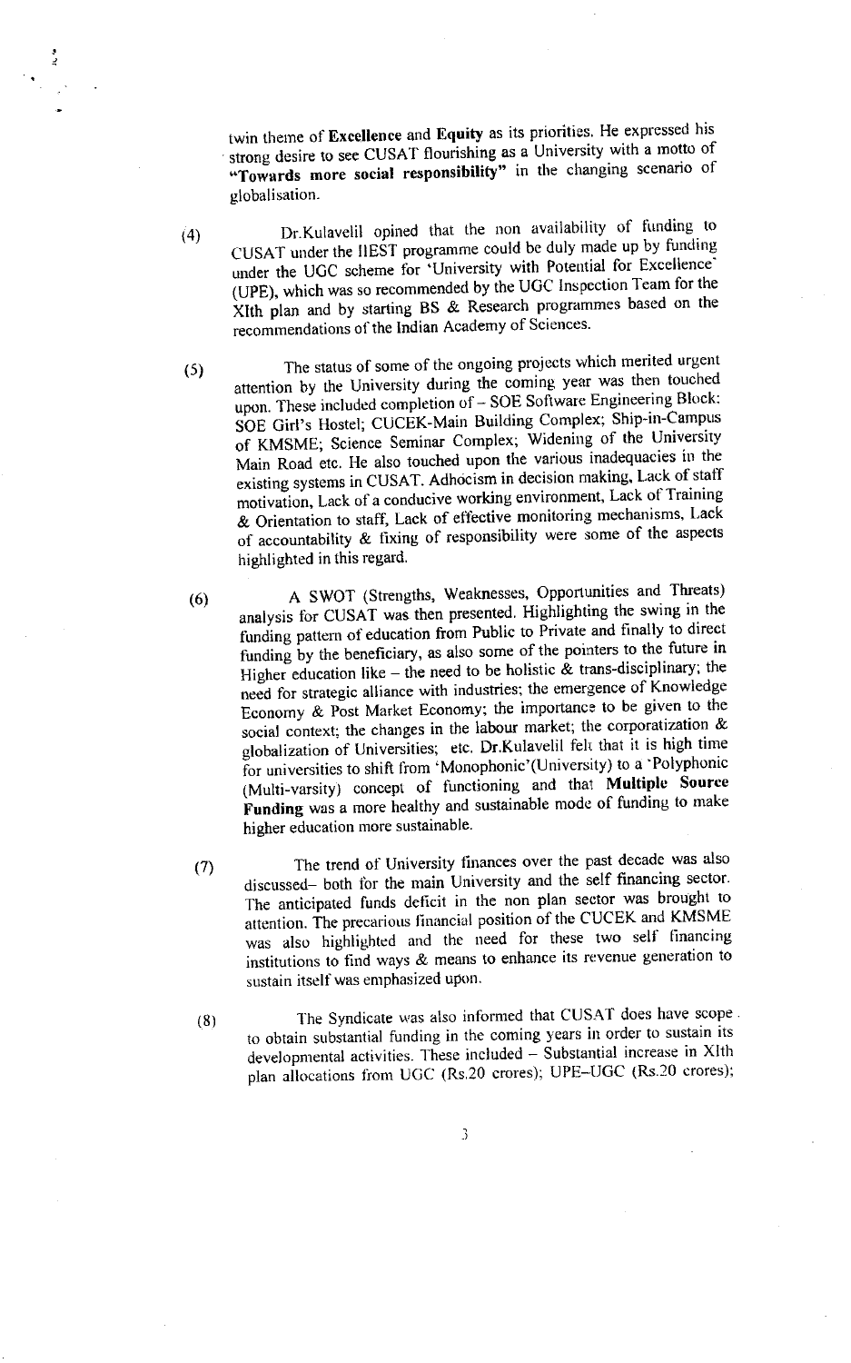twin theme of **Excellence** and **Equity** as its priorities. He expressed his strong desire to see CUSAT flourishing as a University with a motto of **"Towards more social responsibility"** in the changing scenario of globalisation.

(4) Dr.Kulavelil opined that the non availability of funding to CUSAT under the IIEST programme could be duly made up by funding under the UGC scheme for 'University with Potential for Excellence' (UPE), which was so recommended by the UGC Inspection Team for the XIth plan and by starting BS & Research programmes based on the recommendations of the Indian Academy of Sciences.

(5) The status of some of the ongoing projects which merited urgent attention by the University during the coming year was then touched upon. These included completion of – SOE Software Engineering Block; SOE Girl's Hostel; CUCEK-Main Building Complex; Ship-in-Campus of KMSME; Science Seminar Complex; Widening of the University Main Road etc. He also touched upon the various inadequacies in the existing systems in CUSAT. Adhocism in decision making, Lack of staff motivation, Lack of a conducive working environment, Lack of Training & Orientation to staff, Lack of effective monitoring mechanisms, Lack of accountability & fixing of responsibility were some of the aspects highlighted in this regard.

(6) A SWOT (Strengths, Weaknesses, Opportunities and Threats) analysis for CUSAT was then presented. Highlighting the swing in the funding pattern of education from Public to Private and finally to direct funding by the beneficiary, as also some of the pointers to the future in Higher education like – the need to be holistic & trans-disciplinary; the need for strategic alliance with industries; the emergence of Knowledge Economy & Post Market Economy; the importance to be given to the social context; the changes in the labour market; the corporatization & globalization of Universities; etc. Dr.Kulavelil felt that it is high time for universities to shift from 'Monophonic'(University) to a 'Polyphonic (Multi-varsity) concept of functioning and that **Multiple Source Funding** was a more healthy and sustainable mode of funding to make higher education more sustainable.

(7) The trend of University finances over the past decade was also discussed– both for the main University and the self financing sector. The anticipated funds deficit in the non plan sector was brought to attention. The precarious financial position of the CUCEK and KMSME was also highlighted and the need for these two self financing institutions to find ways & means to enhance its revenue generation to sustain itself was emphasized upon.

(8) The Syndicate was also informed that CUSAT does have scope to obtain substantial funding in the coming years in order to sustain its developmental activities. These included – Substantial increase in XIth plan allocations from UGC (Rs.20 crores); UPE–UGC (Rs.20 crores);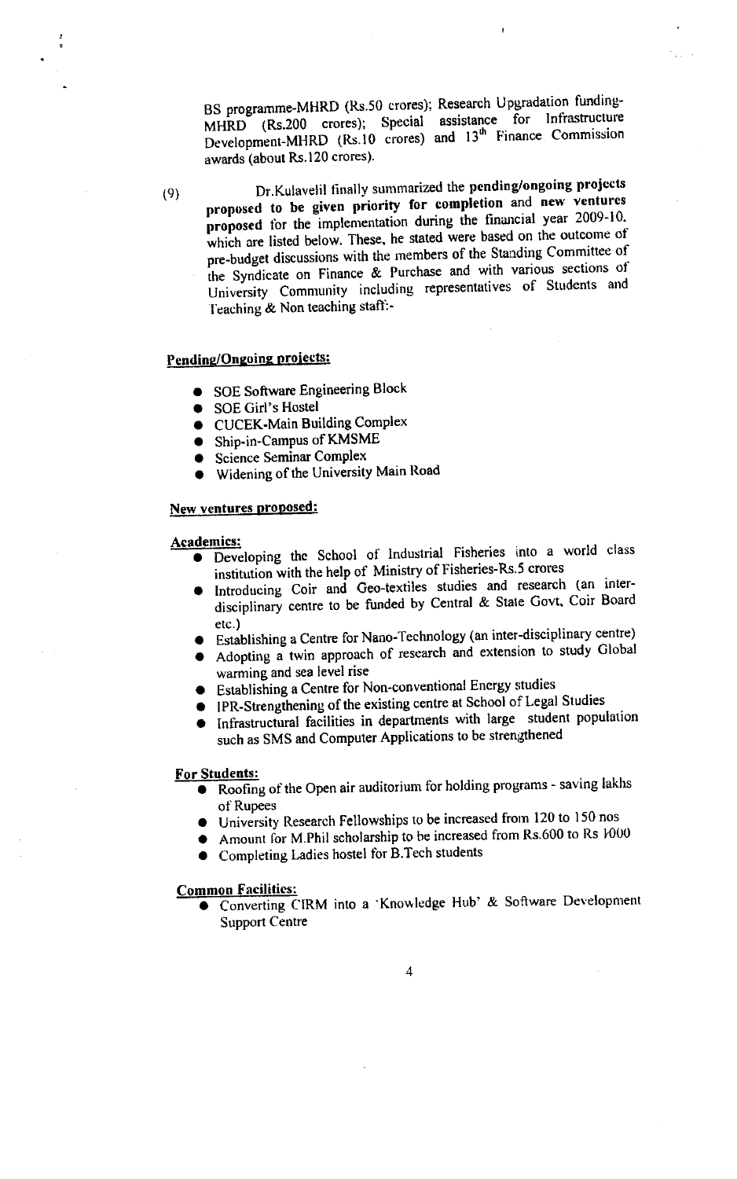BS programme-MHRD (Rs.50 crores); Research Upgradation funding-MHRD (Rs.200 crores); Special assistance for Infrastructure Development-MHRD (Rs.10 crores) and 13th Finance Commission awards (about Rs.120 crores).

(9) Dr.Kulavelil finally summarized the **pending/ongoing projects proposed to be given priority for completion** and **new ventures proposed** for the implementation during the financial year 2009-10, which are listed below. These, he stated were based on the outcome of pre-budget discussions with the members of the Standing Committee of the Syndicate on Finance & Purchase and with various sections of University Community including representatives of Students and Teaching & Non teaching staff:-

**Pending/Ongoing projects:**

- SOE Software Engineering Block
- SOE Girl's Hostel
- CUCEK-Main Building Complex
- Ship-in-Campus of KMSME
- Science Seminar Complex
- Widening of the University Main Road

**New ventures proposed:**

**Academics:**

- Developing the School of Industrial Fisheries into a world class institution with the help of Ministry of Fisheries-Rs.5 crores
- Introducing Coir and Geo-textiles studies and research (an inter-disciplinary centre to be funded by Central & State Govt, Coir Board etc.)
- Establishing a Centre for Nano-Technology (an inter-disciplinary centre)
- Adopting a twin approach of research and extension to study Global warming and sea level rise
- Establishing a Centre for Non-conventional Energy studies
- IPR-Strengthening of the existing centre at School of Legal Studies
- Infrastructural facilities in departments with large student population such as SMS and Computer Applications to be strengthened

**For Students:**

- Roofing of the Open air auditorium for holding programs - saving lakhs of Rupees
- University Research Fellowships to be increased from 120 to 150 nos
- Amount for M.Phil scholarship to be increased from Rs.600 to Rs 1000
- Completing Ladies hostel for B.Tech students

**Common Facilities:**

- Converting CIRM into a 'Knowledge Hub' & Software Development Support Centre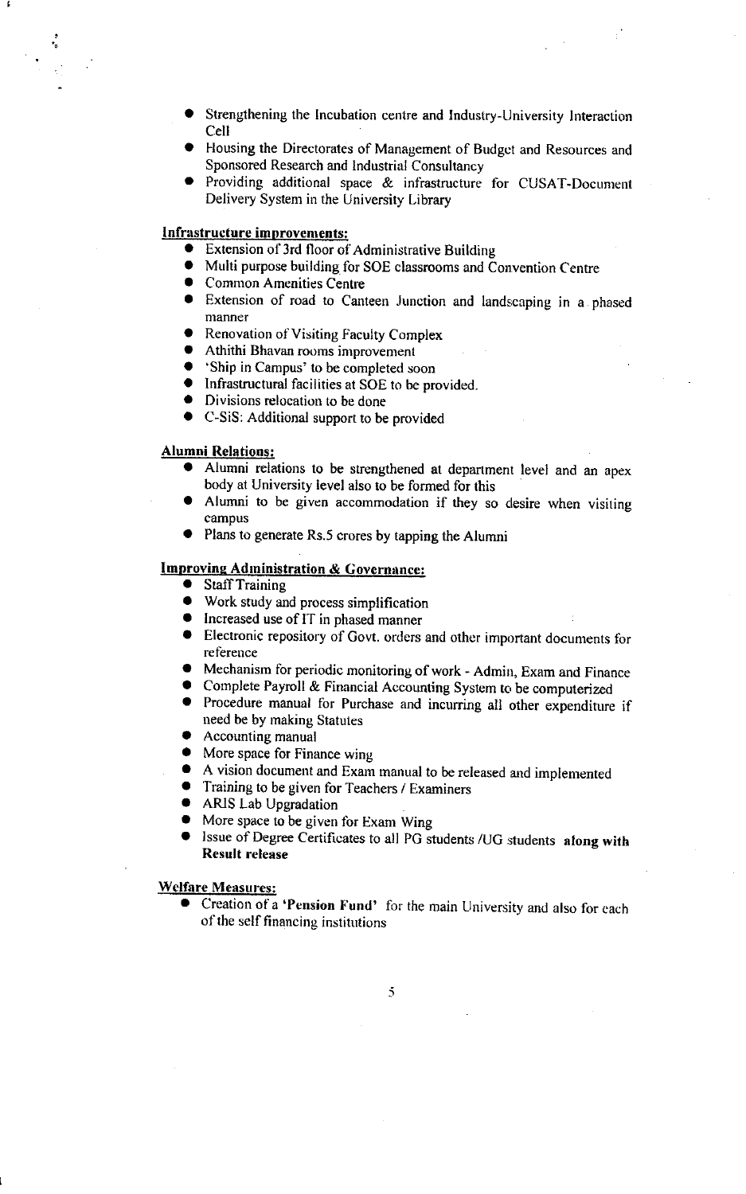- Strengthening the Incubation centre and Industry-University Interaction Cell
- Housing the Directorates of Management of Budget and Resources and Sponsored Research and Industrial Consultancy
- Providing additional space & infrastructure for CUSAT-Document Delivery System in the University Library

**Infrastructure improvements:**

- Extension of 3rd floor of Administrative Building
- Multi purpose building for SOE classrooms and Convention Centre
- Common Amenities Centre
- Extension of road to Canteen Junction and landscaping in a phased manner
- Renovation of Visiting Faculty Complex
- Athithi Bhavan rooms improvement
- 'Ship in Campus' to be completed soon
- Infrastructural facilities at SOE to be provided.
- Divisions relocation to be done
- C-SiS: Additional support to be provided

**Alumni Relations:**

- Alumni relations to be strengthened at department level and an apex body at University level also to be formed for this
- Alumni to be given accommodation if they so desire when visiting campus
- Plans to generate Rs.5 crores by tapping the Alumni

**Improving Administration & Governance:**

- Staff Training
- Work study and process simplification
- Increased use of IT in phased manner
- Electronic repository of Govt. orders and other important documents for reference
- Mechanism for periodic monitoring of work - Admin, Exam and Finance
- Complete Payroll & Financial Accounting System to be computerized
- Procedure manual for Purchase and incurring all other expenditure if need be by making Statutes
- Accounting manual
- More space for Finance wing
- A vision document and Exam manual to be released and implemented
- Training to be given for Teachers / Examiners
- ARIS Lab Upgradation
- More space to be given for Exam Wing
- Issue of Degree Certificates to all PG students /UG students **along with Result release**

**Welfare Measures:**

- Creation of a **'Pension Fund'** for the main University and also for each of the self financing institutions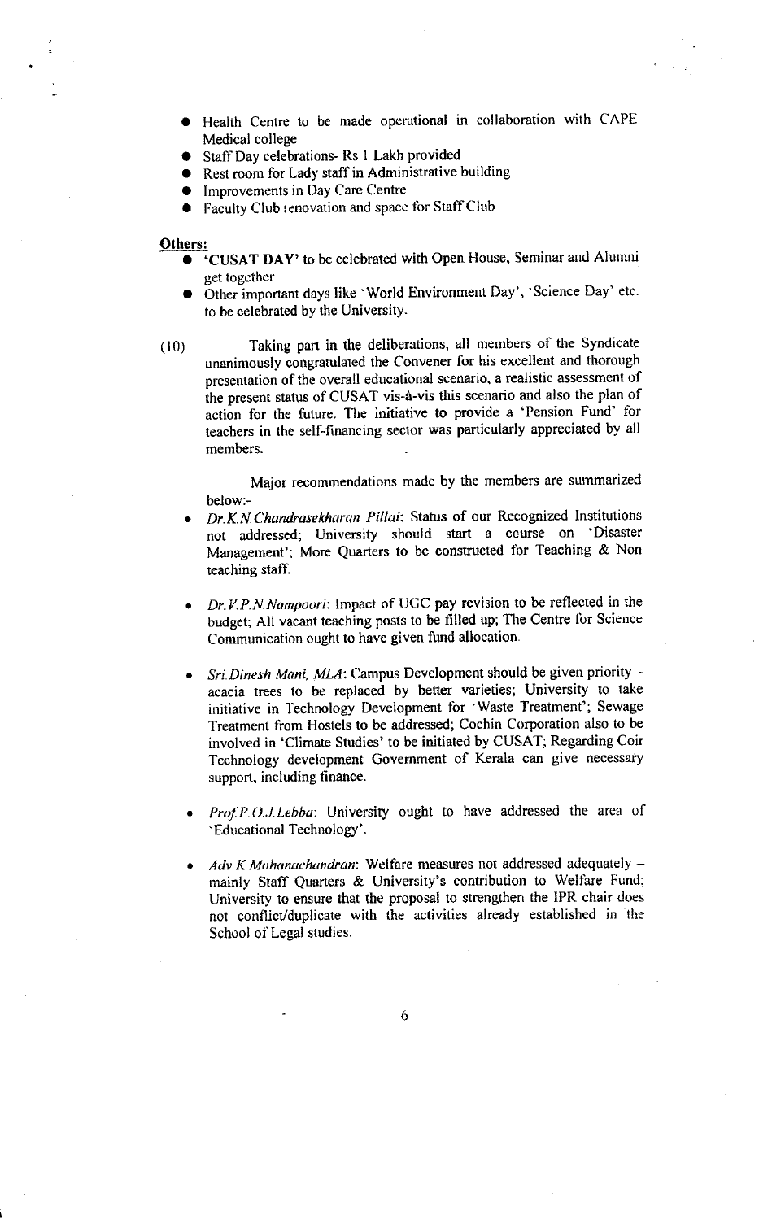- Health Centre to be made operational in collaboration with CAPE Medical college
- Staff Day celebrations- Rs 1 Lakh provided
- Rest room for Lady staff in Administrative building
- Improvements in Day Care Centre
- Faculty Club renovation and space for Staff Club

**Others:**

- **'CUSAT DAY'** to be celebrated with Open House, Seminar and Alumni get together
- Other important days like 'World Environment Day', 'Science Day' etc. to be celebrated by the University.

(10) Taking part in the deliberations, all members of the Syndicate unanimously congratulated the Convener for his excellent and thorough presentation of the overall educational scenario, a realistic assessment of the present status of CUSAT vis-à-vis this scenario and also the plan of action for the future. The initiative to provide a 'Pension Fund' for teachers in the self-financing sector was particularly appreciated by all members.

Major recommendations made by the members are summarized below:-

- *Dr.K.N.Chandrasekharan Pillai*: Status of our Recognized Institutions not addressed; University should start a course on 'Disaster Management'; More Quarters to be constructed for Teaching & Non teaching staff.

- *Dr.V.P.N.Nampoori*: Impact of UGC pay revision to be reflected in the budget; All vacant teaching posts to be filled up; The Centre for Science Communication ought to have given fund allocation.

- *Sri.Dinesh Mani, MLA*: Campus Development should be given priority – acacia trees to be replaced by better varieties; University to take initiative in Technology Development for 'Waste Treatment'; Sewage Treatment from Hostels to be addressed; Cochin Corporation also to be involved in 'Climate Studies' to be initiated by CUSAT; Regarding Coir Technology development Government of Kerala can give necessary support, including finance.

- *Prof.P.O.J.Lebba*: University ought to have addressed the area of 'Educational Technology'.

- *Adv.K.Mohanachandran*: Welfare measures not addressed adequately – mainly Staff Quarters & University's contribution to Welfare Fund; University to ensure that the proposal to strengthen the IPR chair does not conflict/duplicate with the activities already established in the School of Legal studies.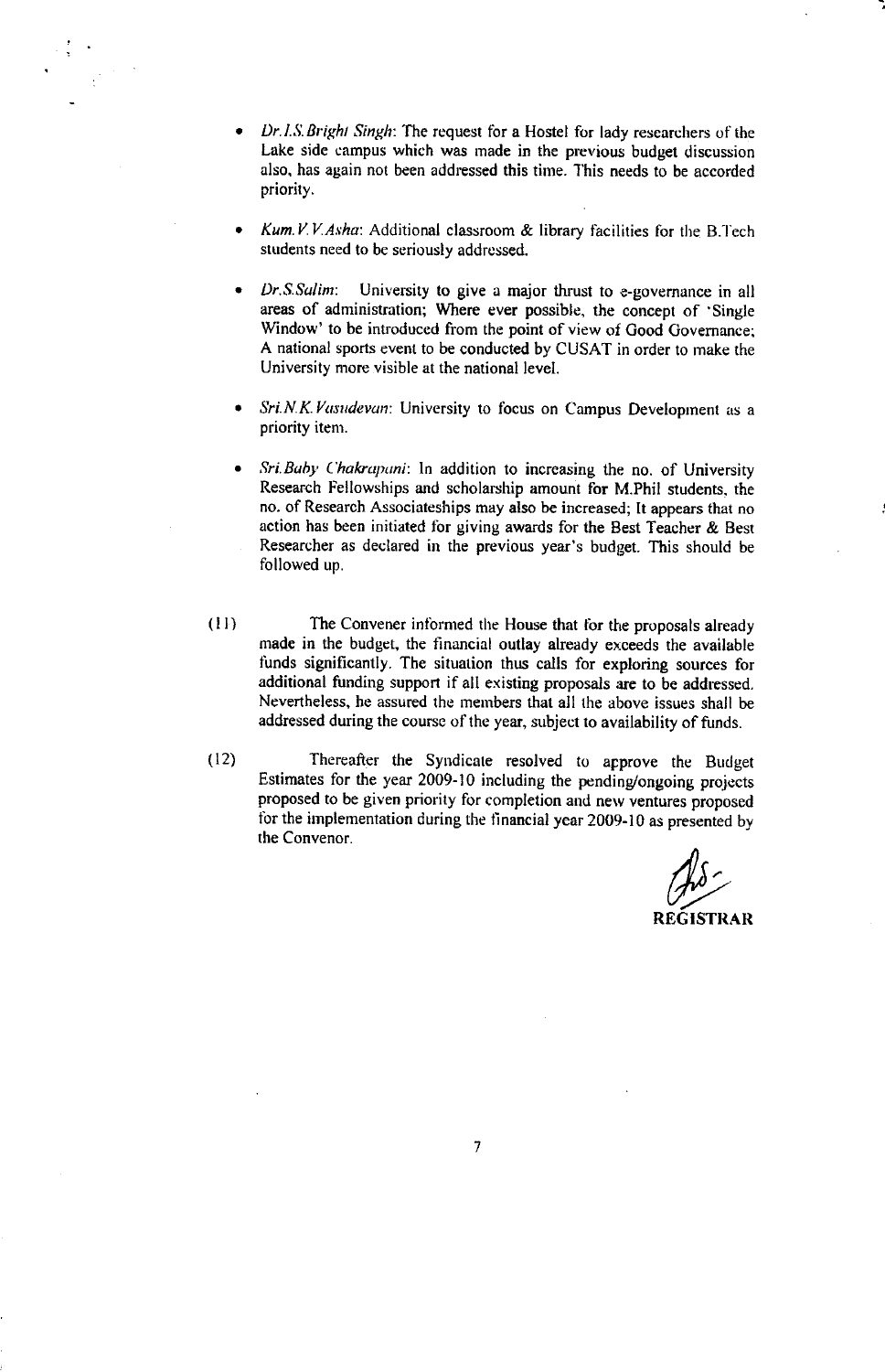- *Dr.I.S.Bright Singh*: The request for a Hostel for lady researchers of the Lake side campus which was made in the previous budget discussion also, has again not been addressed this time. This needs to be accorded priority.

- *Kum.V.V.Asha*: Additional classroom & library facilities for the B.Tech students need to be seriously addressed.

- *Dr.S.Salim*: University to give a major thrust to e-governance in all areas of administration; Where ever possible, the concept of 'Single Window' to be introduced from the point of view of Good Governance; A national sports event to be conducted by CUSAT in order to make the University more visible at the national level.

- *Sri.N.K.Vasudevan*: University to focus on Campus Development as a priority item.

- *Sri.Baby Chakrapani*: In addition to increasing the no. of University Research Fellowships and scholarship amount for M.Phil students, the no. of Research Associateships may also be increased; It appears that no action has been initiated for giving awards for the Best Teacher & Best Researcher as declared in the previous year's budget. This should be followed up.

(11) The Convener informed the House that for the proposals already made in the budget, the financial outlay already exceeds the available funds significantly. The situation thus calls for exploring sources for additional funding support if all existing proposals are to be addressed. Nevertheless, he assured the members that all the above issues shall be addressed during the course of the year, subject to availability of funds.

(12) Thereafter the Syndicate resolved to approve the Budget Estimates for the year 2009-10 including the pending/ongoing projects proposed to be given priority for completion and new ventures proposed for the implementation during the financial year 2009-10 as presented by the Convenor.

**REGISTRAR**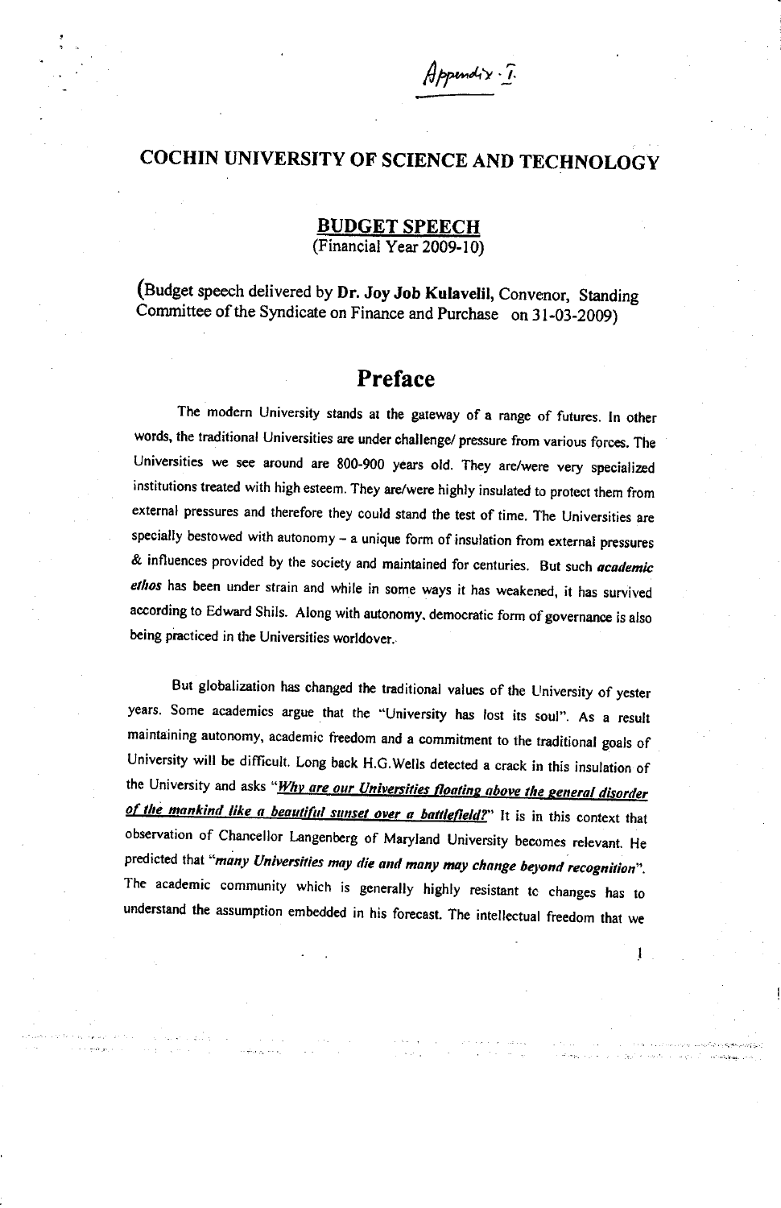Appendix - I.

# COCHIN UNIVERSITY OF SCIENCE AND TECHNOLOGY

## BUDGET SPEECH
(Financial Year 2009-10)

(Budget speech delivered by **Dr. Joy Job Kulavelil**, Convenor, Standing Committee of the Syndicate on Finance and Purchase on 31-03-2009)

## Preface

The modern University stands at the gateway of a range of futures. In other words, the traditional Universities are under challenge/ pressure from various forces. The Universities we see around are 800-900 years old. They are/were very specialized institutions treated with high esteem. They are/were highly insulated to protect them from external pressures and therefore they could stand the test of time. The Universities are specially bestowed with autonomy – a unique form of insulation from external pressures & influences provided by the society and maintained for centuries. But such ***academic ethos*** has been under strain and while in some ways it has weakened, it has survived according to Edward Shils. Along with autonomy, democratic form of governance is also being practiced in the Universities worldover.

But globalization has changed the traditional values of the University of yester years. Some academics argue that the "University has lost its soul". As a result maintaining autonomy, academic freedom and a commitment to the traditional goals of University will be difficult. Long back H.G.Wells detected a crack in this insulation of the University and asks "***Why are our Universities floating above the general disorder of the mankind like a beautiful sunset over a battlefield?***" It is in this context that observation of Chancellor Langenberg of Maryland University becomes relevant. He predicted that "***many Universities may die and many may change beyond recognition***". The academic community which is generally highly resistant tc changes has to understand the assumption embedded in his forecast. The intellectual freedom that we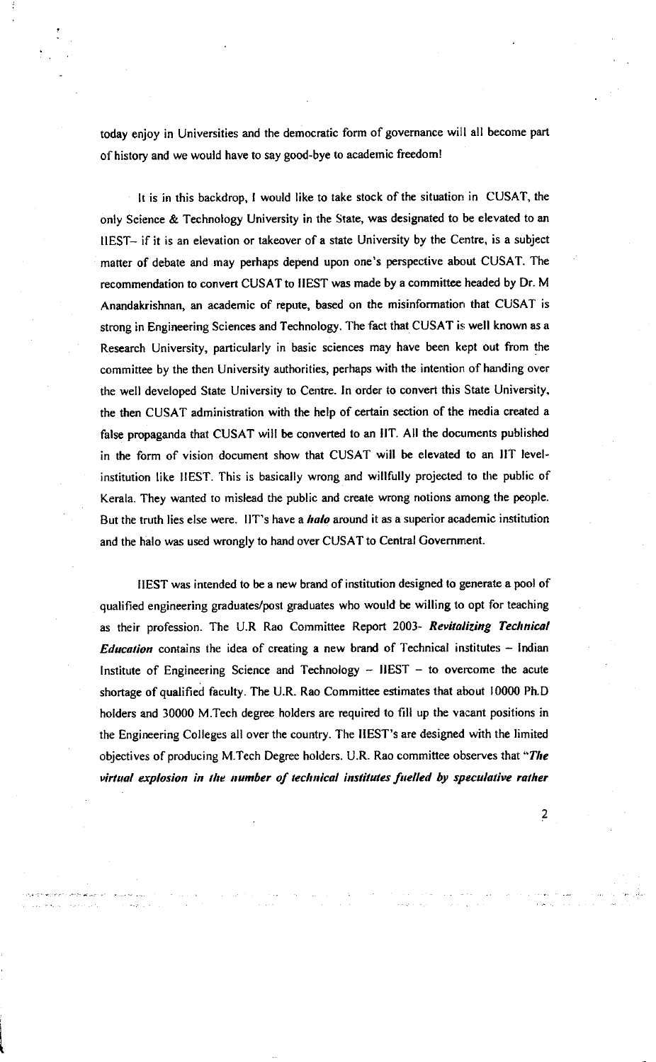today enjoy in Universities and the democratic form of governance will all become part of history and we would have to say good-bye to academic freedom!

It is in this backdrop, I would like to take stock of the situation in CUSAT, the only Science & Technology University in the State, was designated to be elevated to an IIEST– if it is an elevation or takeover of a state University by the Centre, is a subject matter of debate and may perhaps depend upon one's perspective about CUSAT. The recommendation to convert CUSAT to IIEST was made by a committee headed by Dr. M Anandakrishnan, an academic of repute, based on the misinformation that CUSAT is strong in Engineering Sciences and Technology. The fact that CUSAT is well known as a Research University, particularly in basic sciences may have been kept out from the committee by the then University authorities, perhaps with the intention of handing over the well developed State University to Centre. In order to convert this State University, the then CUSAT administration with the help of certain section of the media created a false propaganda that CUSAT will be converted to an IIT. All the documents published in the form of vision document show that CUSAT will be elevated to an IIT level-institution like IIEST. This is basically wrong and willfully projected to the public of Kerala. They wanted to mislead the public and create wrong notions among the people. But the truth lies else were. IIT's have a ***halo*** around it as a superior academic institution and the halo was used wrongly to hand over CUSAT to Central Government.

IIEST was intended to be a new brand of institution designed to generate a pool of qualified engineering graduates/post graduates who would be willing to opt for teaching as their profession. The U.R Rao Committee Report 2003- ***Revitalizing Technical Education*** contains the idea of creating a new brand of Technical institutes – Indian Institute of Engineering Science and Technology – IIEST – to overcome the acute shortage of qualified faculty. The U.R. Rao Committee estimates that about 10000 Ph.D holders and 30000 M.Tech degree holders are required to fill up the vacant positions in the Engineering Colleges all over the country. The IIEST's are designed with the limited objectives of producing M.Tech Degree holders. U.R. Rao committee observes that "***The virtual explosion in the number of technical institutes fuelled by speculative rather***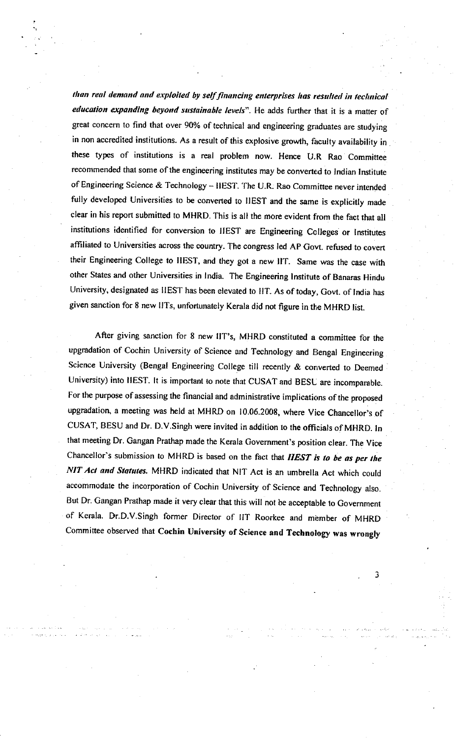*than real demand and exploited by self financing enterprises has resulted in technical education expanding beyond sustainable levels*". He adds further that it is a matter of great concern to find that over 90% of technical and engineering graduates are studying in non accredited institutions. As a result of this explosive growth, faculty availability in these types of institutions is a real problem now. Hence U.R Rao Committee recommended that some of the engineering institutes may be converted to Indian Institute of Engineering Science & Technology – IIEST. The U.R. Rao Committee never intended fully developed Universities to be converted to IIEST and the same is explicitly made clear in his report submitted to MHRD. This is all the more evident from the fact that all institutions identified for conversion to IIEST are Engineering Colleges or Institutes affiliated to Universities across the country. The congress led AP Govt. refused to covert their Engineering College to IIEST, and they got a new IIT. Same was the case with other States and other Universities in India. The Engineering Institute of Banaras Hindu University, designated as IIEST has been elevated to IIT. As of today, Govt. of India has given sanction for 8 new IITs, unfortunately Kerala did not figure in the MHRD list.

After giving sanction for 8 new IIT's, MHRD constituted a committee for the upgradation of Cochin University of Science and Technology and Bengal Engineering Science University (Bengal Engineering College till recently & converted to Deemed University) into IIEST. It is important to note that CUSAT and BESU are incomparable. For the purpose of assessing the financial and administrative implications of the proposed upgradation, a meeting was held at MHRD on 10.06.2008, where Vice Chancellor's of CUSAT, BESU and Dr. D.V.Singh were invited in addition to the officials of MHRD. In that meeting Dr. Gangan Prathap made the Kerala Government's position clear. The Vice Chancellor's submission to MHRD is based on the fact that ***IIEST is to be as per the NIT Act and Statutes.*** MHRD indicated that NIT Act is an umbrella Act which could accommodate the incorporation of Cochin University of Science and Technology also. But Dr. Gangan Prathap made it very clear that this will not be acceptable to Government of Kerala. Dr.D.V.Singh former Director of IIT Roorkee and member of MHRD Committee observed that **Cochin University of Science and Technology was wrongly**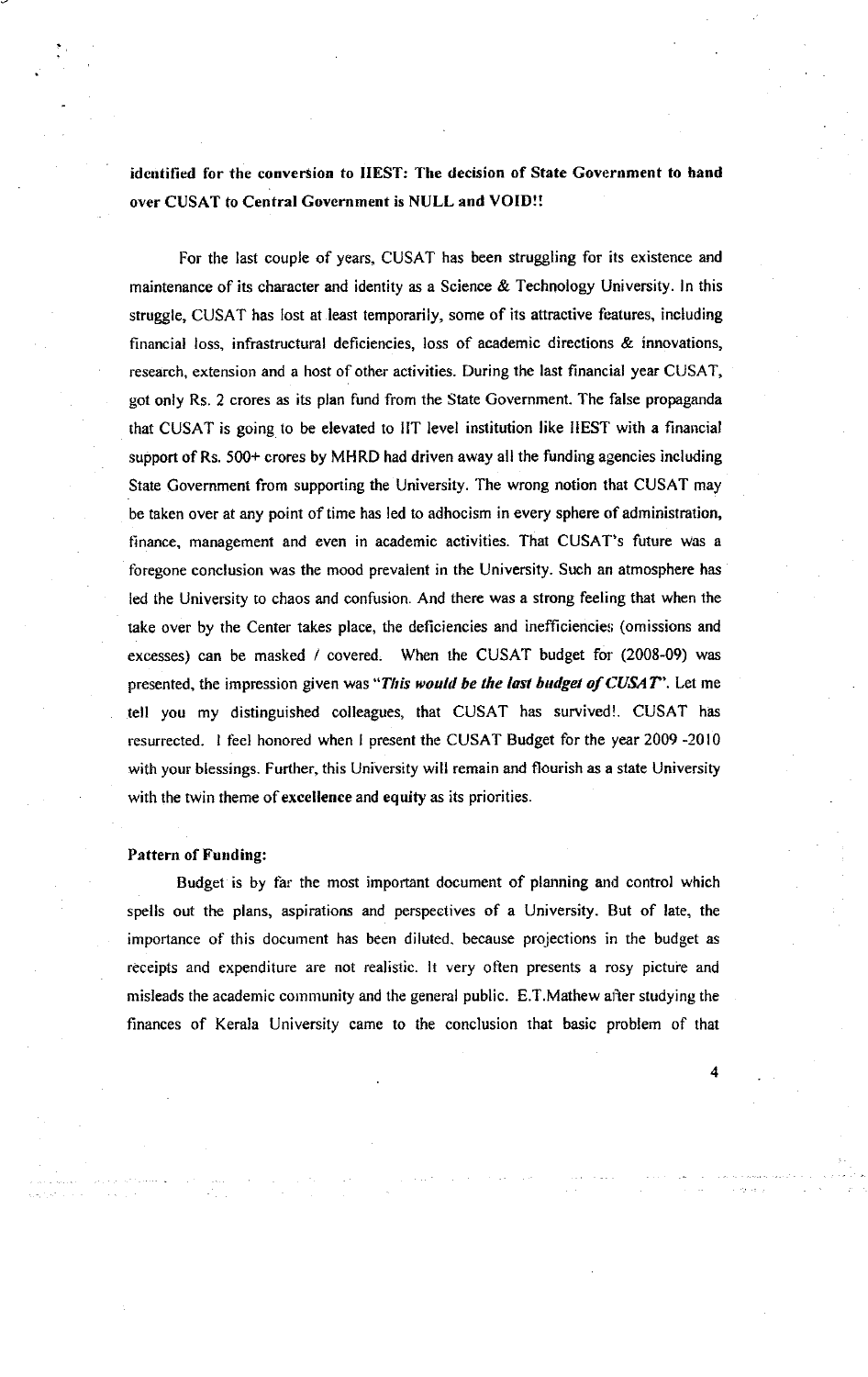**identified for the conversion to IIEST: The decision of State Government to hand over CUSAT to Central Government is NULL and VOID!!**

For the last couple of years, CUSAT has been struggling for its existence and maintenance of its character and identity as a Science & Technology University. In this struggle, CUSAT has lost at least temporarily, some of its attractive features, including financial loss, infrastructural deficiencies, loss of academic directions & innovations, research, extension and a host of other activities. During the last financial year CUSAT, got only Rs. 2 crores as its plan fund from the State Government. The false propaganda that CUSAT is going to be elevated to IIT level institution like IIEST with a financial support of Rs. 500+ crores by MHRD had driven away all the funding agencies including State Government from supporting the University. The wrong notion that CUSAT may be taken over at any point of time has led to adhocism in every sphere of administration, finance, management and even in academic activities. That CUSAT's future was a foregone conclusion was the mood prevalent in the University. Such an atmosphere has led the University to chaos and confusion. And there was a strong feeling that when the take over by the Center takes place, the deficiencies and inefficiencies (omissions and excesses) can be masked / covered. When the CUSAT budget for (2008-09) was presented, the impression given was "***This would be the last budget of CUSAT***". Let me tell you my distinguished colleagues, that CUSAT has survived!. CUSAT has resurrected. I feel honored when I present the CUSAT Budget for the year 2009 -2010 with your blessings. Further, this University will remain and flourish as a state University with the twin theme of **excellence** and **equity** as its priorities.

**Pattern of Funding:**

Budget is by far the most important document of planning and control which spells out the plans, aspirations and perspectives of a University. But of late, the importance of this document has been diluted, because projections in the budget as receipts and expenditure are not realistic. It very often presents a rosy picture and misleads the academic community and the general public. E.T.Mathew after studying the finances of Kerala University came to the conclusion that basic problem of that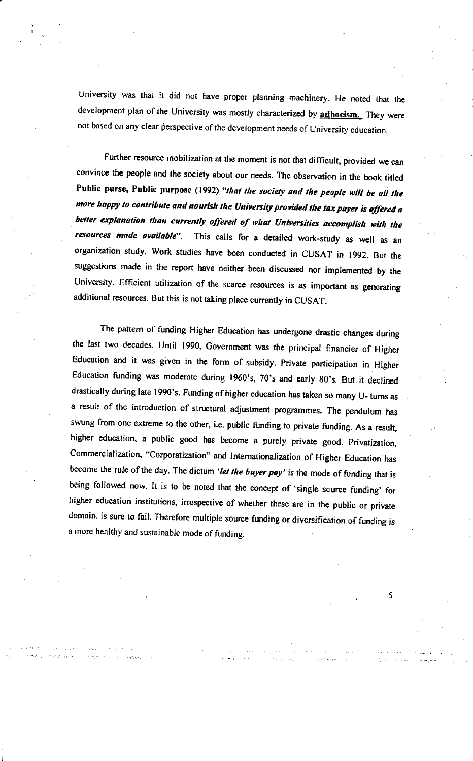University was that it did not have proper planning machinery. He noted that the development plan of the University was mostly characterized by **adhocism.** They were not based on any clear perspective of the development needs of University education.

Further resource mobilization at the moment is not that difficult, provided we can convince the people and the society about our needs. The observation in the book titled **Public purse, Public purpose** (1992) ***"that the society and the people will be all the more happy to contribute and nourish the University provided the tax payer is offered a better explanation than currently offered of what Universities accomplish with the resources made available"***. This calls for a detailed work-study as well as an organization study. Work studies have been conducted in CUSAT in 1992. But the suggestions made in the report have neither been discussed nor implemented by the University. Efficient utilization of the scarce resources is as important as generating additional resources. But this is not taking place currently in CUSAT.

The pattern of funding Higher Education has undergone drastic changes during the last two decades. Until 1990, Government was the principal financier of Higher Education and it was given in the form of subsidy. Private participation in Higher Education funding was moderate during 1960's, 70's and early 80's. But it declined drastically during late 1990's. Funding of higher education has taken so many U- turns as a result of the introduction of structural adjustment programmes. The pendulum has swung from one extreme to the other, i.e. public funding to private funding. As a result, higher education, a public good has become a purely private good. Privatization, Commercialization, "Corporatization" and Internationalization of Higher Education has become the rule of the day. The dictum ***'let the buyer pay'*** is the mode of funding that is being followed now. It is to be noted that the concept of 'single source funding' for higher education institutions, irrespective of whether these are in the public or private domain, is sure to fail. Therefore multiple source funding or diversification of funding is a more healthy and sustainable mode of funding.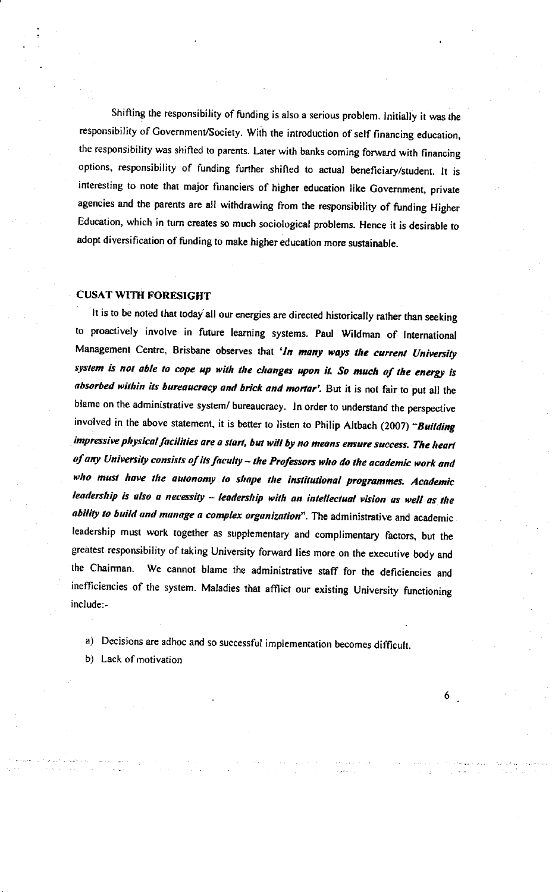Shifting the responsibility of funding is also a serious problem. Initially it was the responsibility of Government/Society. With the introduction of self financing education, the responsibility was shifted to parents. Later with banks coming forward with financing options, responsibility of funding further shifted to actual beneficiary/student. It is interesting to note that major financiers of higher education like Government, private agencies and the parents are all withdrawing from the responsibility of funding Higher Education, which in turn creates so much sociological problems. Hence it is desirable to adopt diversification of funding to make higher education more sustainable.

## CUSAT WITH FORESIGHT

It is to be noted that today all our energies are directed historically rather than seeking to proactively involve in future learning systems. Paul Wildman of International Management Centre, Brisbane observes that ***'In many ways the current University system is not able to cope up with the changes upon it. So much of the energy is absorbed within its bureaucracy and brick and mortar'.*** But it is not fair to put all the blame on the administrative system/ bureaucracy. In order to understand the perspective involved in the above statement, it is better to listen to Philip Altbach (2007) ***"Building impressive physical facilities are a start, but will by no means ensure success. The heart of any University consists of its faculty – the Professors who do the academic work and who must have the autonomy to shape the institutional programmes. Academic leadership is also a necessity – leadership with an intellectual vision as well as the ability to build and manage a complex organization".*** The administrative and academic leadership must work together as supplementary and complimentary factors, but the greatest responsibility of taking University forward lies more on the executive body and the Chairman. We cannot blame the administrative staff for the deficiencies and inefficiencies of the system. Maladies that afflict our existing University functioning include:-

a) Decisions are adhoc and so successful implementation becomes difficult.
b) Lack of motivation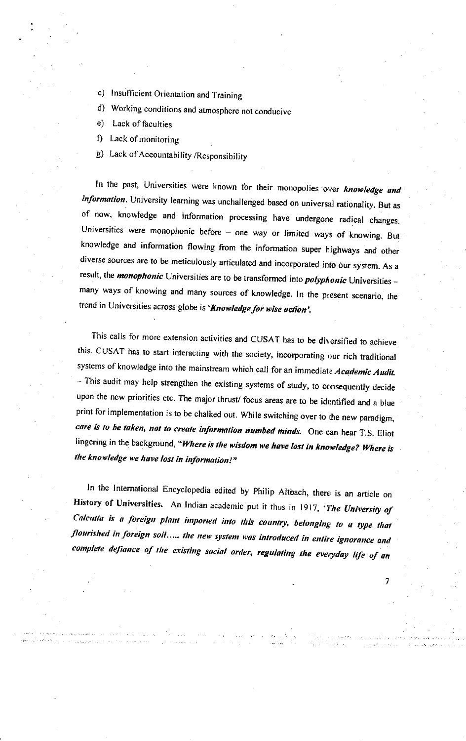c) Insufficient Orientation and Training

d) Working conditions and atmosphere not conducive

e) Lack of faculties

f) Lack of monitoring

g) Lack of Accountability /Responsibility

In the past, Universities were known for their monopolies over ***knowledge and information***. University learning was unchallenged based on universal rationality. But as of now, knowledge and information processing have undergone radical changes. Universities were monophonic before – one way or limited ways of knowing. But knowledge and information flowing from the information super highways and other diverse sources are to be meticulously articulated and incorporated into our system. As a result, the ***monophonic*** Universities are to be transformed into ***polyphonic*** Universities – many ways of knowing and many sources of knowledge. In the present scenario, the trend in Universities across globe is '***Knowledge for wise action***'.

This calls for more extension activities and CUSAT has to be diversified to achieve this. CUSAT has to start interacting with the society, incorporating our rich traditional systems of knowledge into the mainstream which call for an immediate ***Academic Audit.*** – This audit may help strengthen the existing systems of study, to consequently decide upon the new priorities etc. The major thrust/ focus areas are to be identified and a blue print for implementation is to be chalked out. While switching over to the new paradigm, ***care is to be taken, not to create information numbed minds.*** One can hear T.S. Eliot lingering in the background, "***Where is the wisdom we have lost in knowledge? Where is the knowledge we have lost in information!***"

In the International Encyclopedia edited by Philip Altbach, there is an article on **History of Universities.** An Indian academic put it thus in 1917, '***The University of Calcutta is a foreign plant imported into this country, belonging to a type that flourished in foreign soil..... the new system was introduced in entire ignorance and complete defiance of the existing social order, regulating the everyday life of an***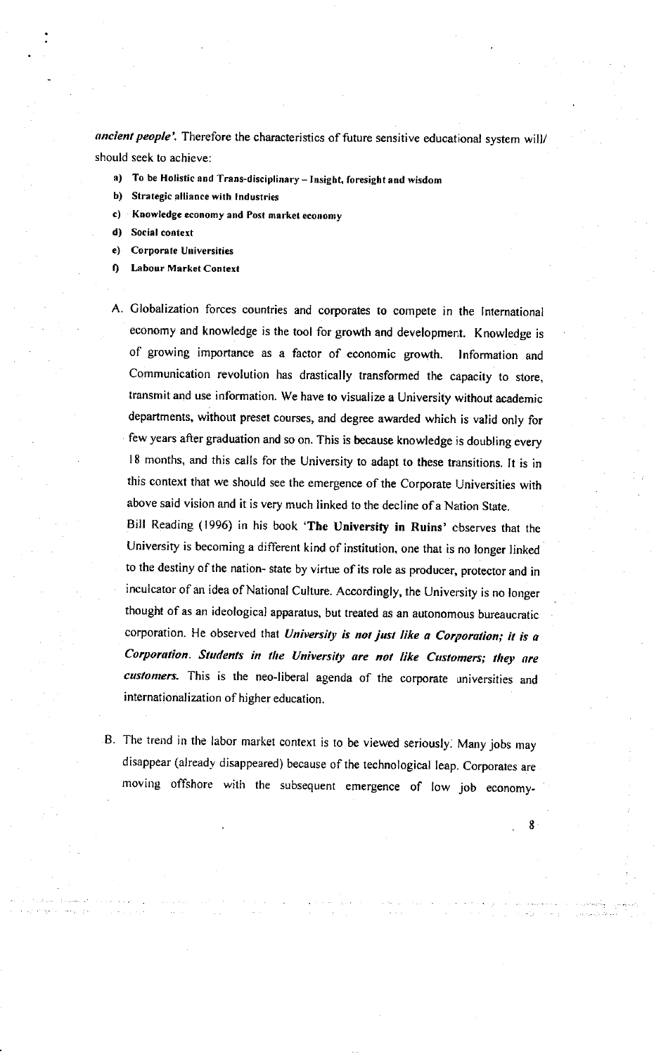*ancient people'*. Therefore the characteristics of future sensitive educational system will/ should seek to achieve:

a) **To be Holistic and Trans-disciplinary – Insight, foresight and wisdom**
b) **Strategic alliance with Industries**
c) **Knowledge economy and Post market economy**
d) **Social context**
e) **Corporate Universities**
f) **Labour Market Context**

A. Globalization forces countries and corporates to compete in the International economy and knowledge is the tool for growth and development. Knowledge is of growing importance as a factor of economic growth. Information and Communication revolution has drastically transformed the capacity to store, transmit and use information. We have to visualize a University without academic departments, without preset courses, and degree awarded which is valid only for few years after graduation and so on. This is because knowledge is doubling every 18 months, and this calls for the University to adapt to these transitions. It is in this context that we should see the emergence of the Corporate Universities with above said vision and it is very much linked to the decline of a Nation State.

   Bill Reading (1996) in his book **'The University in Ruins'** observes that the University is becoming a different kind of institution, one that is no longer linked to the destiny of the nation- state by virtue of its role as producer, protector and in inculcator of an idea of National Culture. Accordingly, the University is no longer thought of as an ideological apparatus, but treated as an autonomous bureaucratic corporation. He observed that ***University is not just like a Corporation; it is a Corporation. Students in the University are not like Customers; they are customers.*** This is the neo-liberal agenda of the corporate universities and internationalization of higher education.

B. The trend in the labor market context is to be viewed seriously. Many jobs may disappear (already disappeared) because of the technological leap. Corporates are moving offshore with the subsequent emergence of low job economy-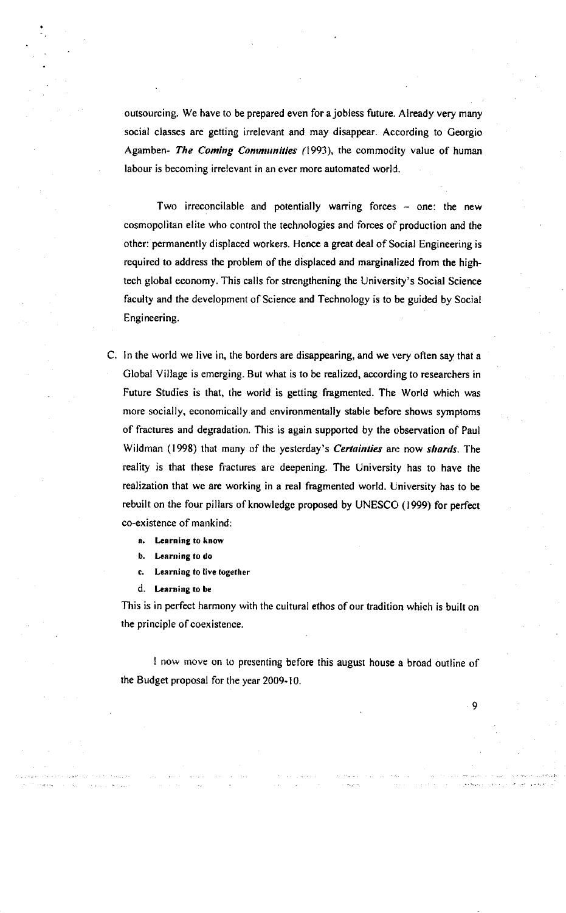outsourcing. We have to be prepared even for a jobless future. Already very many social classes are getting irrelevant and may disappear. According to Georgio Agamben- ***The Coming Communities*** (1993), the commodity value of human labour is becoming irrelevant in an ever more automated world.

Two irreconcilable and potentially warring forces – one: the new cosmopolitan elite who control the technologies and forces of production and the other: permanently displaced workers. Hence a great deal of Social Engineering is required to address the problem of the displaced and marginalized from the high-tech global economy. This calls for strengthening the University's Social Science faculty and the development of Science and Technology is to be guided by Social Engineering.

C. In the world we live in, the borders are disappearing, and we very often say that a Global Village is emerging. But what is to be realized, according to researchers in Future Studies is that, the world is getting fragmented. The World which was more socially, economically and environmentally stable before shows symptoms of fractures and degradation. This is again supported by the observation of Paul Wildman (1998) that many of the yesterday's ***Certainties*** are now ***shards***. The reality is that these fractures are deepening. The University has to have the realization that we are working in a real fragmented world. University has to be rebuilt on the four pillars of knowledge proposed by UNESCO (1999) for perfect co-existence of mankind:

   a. **Learning to know**
   b. **Learning to do**
   c. **Learning to live together**
   d. **Learning to be**

   This is in perfect harmony with the cultural ethos of our tradition which is built on the principle of coexistence.

I now move on to presenting before this august house a broad outline of the Budget proposal for the year 2009-10.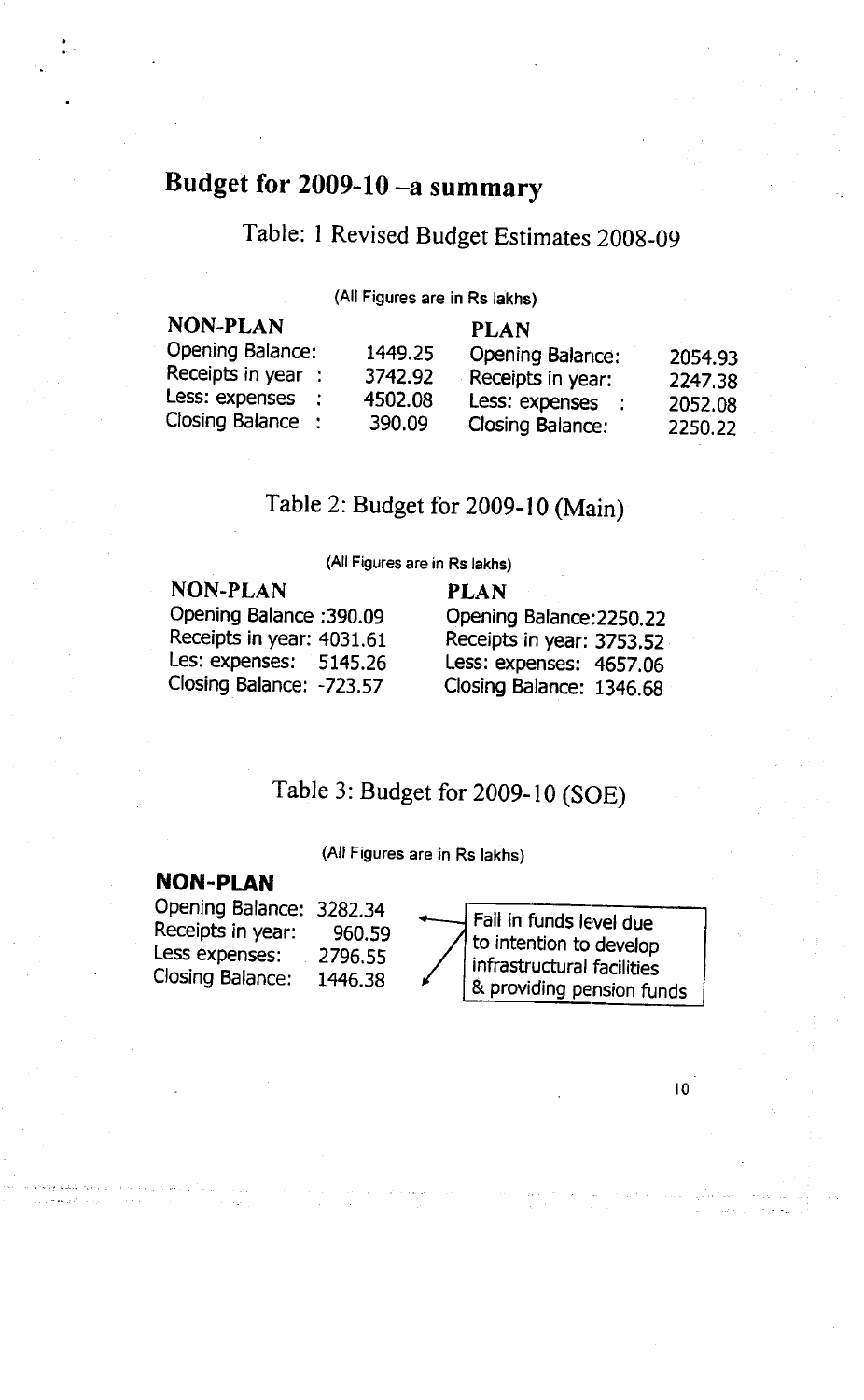# Budget for 2009-10 –a summary

## Table: 1 Revised Budget Estimates 2008-09

(All Figures are in Rs lakhs)

| NON-PLAN | | PLAN | |
|---|---|---|---|
| Opening Balance: | 1449.25 | Opening Balance: | 2054.93 |
| Receipts in year : | 3742.92 | Receipts in year: | 2247.38 |
| Less: expenses : | 4502.08 | Less: expenses : | 2052.08 |
| Closing Balance : | 390.09 | Closing Balance: | 2250.22 |

## Table 2: Budget for 2009-10 (Main)

(All Figures are in Rs lakhs)

| NON-PLAN | | PLAN | |
|---|---|---|---|
| Opening Balance : | 390.09 | Opening Balance: | 2250.22 |
| Receipts in year: | 4031.61 | Receipts in year: | 3753.52 |
| Les: expenses: | 5145.26 | Less: expenses: | 4657.06 |
| Closing Balance: | -723.57 | Closing Balance: | 1346.68 |

## Table 3: Budget for 2009-10 (SOE)

(All Figures are in Rs lakhs)

| NON-PLAN | |
|---|---|
| Opening Balance: | 3282.34 |
| Receipts in year: | 960.59 |
| Less expenses: | 2796.55 |
| Closing Balance: | 1446.38 |

Fall in funds level due to intention to develop infrastructural facilities & providing pension funds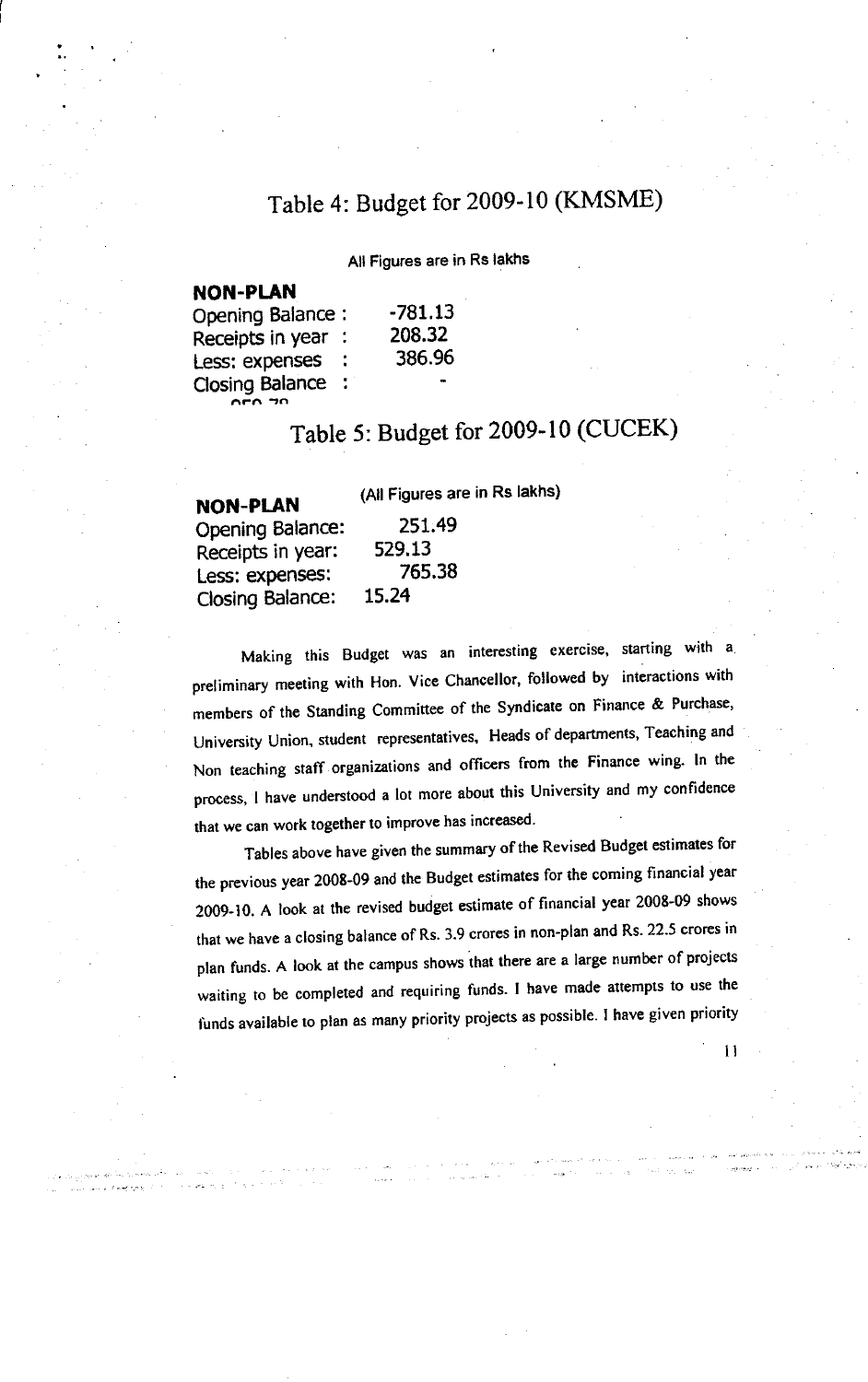## Table 4: Budget for 2009-10 (KMSME)

All Figures are in Rs lakhs

**NON-PLAN**

| | |
|---|---|
| Opening Balance : | -781.13 |
| Receipts in year : | 208.32 |
| Less: expenses : | 386.96 |
| Closing Balance : | - |

## Table 5: Budget for 2009-10 (CUCEK)

(All Figures are in Rs lakhs)

**NON-PLAN**

| | |
|---|---|
| Opening Balance: | 251.49 |
| Receipts in year: | 529.13 |
| Less: expenses: | 765.38 |
| Closing Balance: | 15.24 |

Making this Budget was an interesting exercise, starting with a preliminary meeting with Hon. Vice Chancellor, followed by interactions with members of the Standing Committee of the Syndicate on Finance & Purchase, University Union, student representatives, Heads of departments, Teaching and Non teaching staff organizations and officers from the Finance wing. In the process, I have understood a lot more about this University and my confidence that we can work together to improve has increased.

Tables above have given the summary of the Revised Budget estimates for the previous year 2008-09 and the Budget estimates for the coming financial year 2009-10. A look at the revised budget estimate of financial year 2008-09 shows that we have a closing balance of Rs. 3.9 crores in non-plan and Rs. 22.5 crores in plan funds. A look at the campus shows that there are a large number of projects waiting to be completed and requiring funds. I have made attempts to use the funds available to plan as many priority projects as possible. I have given priority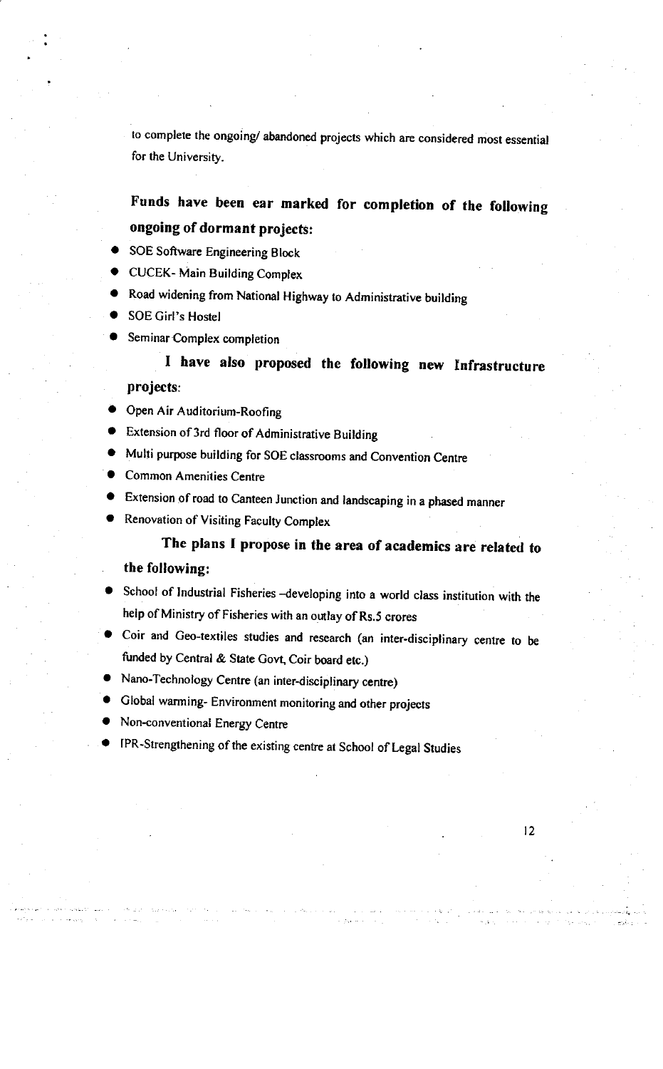to complete the ongoing/ abandoned projects which are considered most essential for the University.

**Funds have been ear marked for completion of the following ongoing of dormant projects:**

- SOE Software Engineering Block
- CUCEK- Main Building Complex
- Road widening from National Highway to Administrative building
- SOE Girl's Hostel
- Seminar Complex completion

**I have also proposed the following new Infrastructure projects:**

- Open Air Auditorium-Roofing
- Extension of 3rd floor of Administrative Building
- Multi purpose building for SOE classrooms and Convention Centre
- Common Amenities Centre
- Extension of road to Canteen Junction and landscaping in a phased manner
- Renovation of Visiting Faculty Complex

**The plans I propose in the area of academics are related to the following:**

- School of Industrial Fisheries –developing into a world class institution with the help of Ministry of Fisheries with an outlay of Rs.5 crores
- Coir and Geo-textiles studies and research (an inter-disciplinary centre to be funded by Central & State Govt, Coir board etc.)
- Nano-Technology Centre (an inter-disciplinary centre)
- Global warming- Environment monitoring and other projects
- Non-conventional Energy Centre
- IPR-Strengthening of the existing centre at School of Legal Studies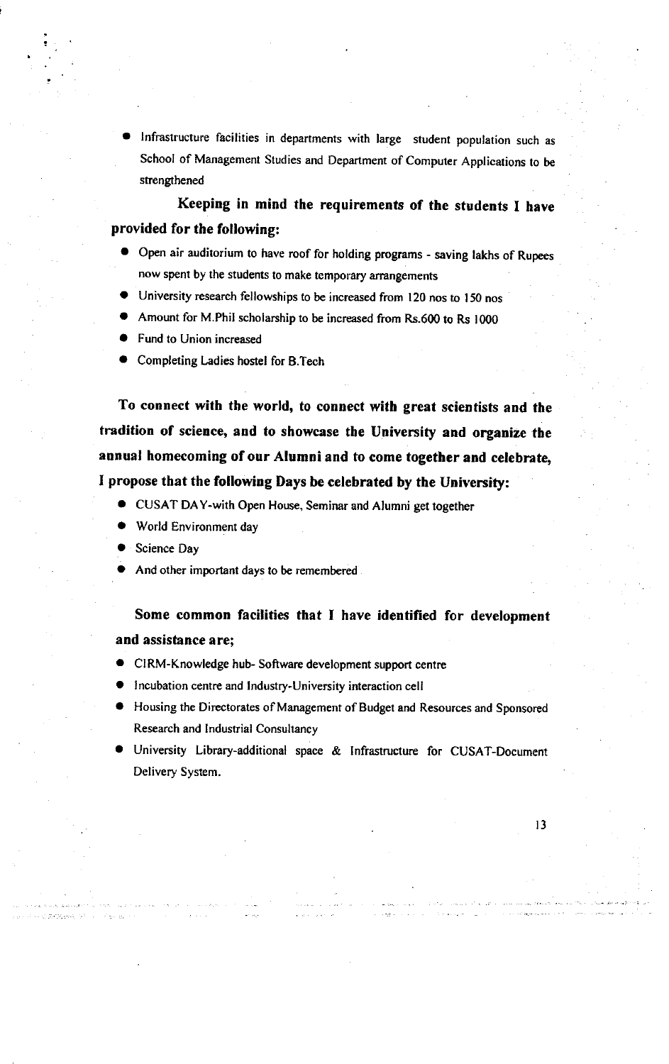- Infrastructure facilities in departments with large student population such as School of Management Studies and Department of Computer Applications to be strengthened

**Keeping in mind the requirements of the students I have provided for the following:**

- Open air auditorium to have roof for holding programs - saving lakhs of Rupees now spent by the students to make temporary arrangements
- University research fellowships to be increased from 120 nos to 150 nos
- Amount for M.Phil scholarship to be increased from Rs.600 to Rs 1000
- Fund to Union increased
- Completing Ladies hostel for B.Tech

**To connect with the world, to connect with great scientists and the tradition of science, and to showcase the University and organize the annual homecoming of our Alumni and to come together and celebrate, I propose that the following Days be celebrated by the University:**

- CUSAT DAY-with Open House, Seminar and Alumni get together
- World Environment day
- Science Day
- And other important days to be remembered

**Some common facilities that I have identified for development and assistance are;**

- CIRM-Knowledge hub- Software development support centre
- Incubation centre and Industry-University interaction cell
- Housing the Directorates of Management of Budget and Resources and Sponsored Research and Industrial Consultancy
- University Library-additional space & Infrastructure for CUSAT-Document Delivery System.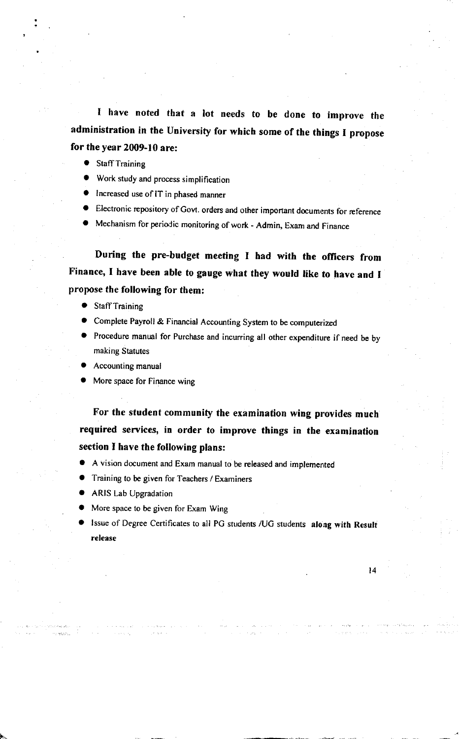**I have noted that a lot needs to be done to improve the administration in the University for which some of the things I propose for the year 2009-10 are:**

- Staff Training
- Work study and process simplification
- Increased use of IT in phased manner
- Electronic repository of Govt. orders and other important documents for reference
- Mechanism for periodic monitoring of work - Admin, Exam and Finance

**During the pre-budget meeting I had with the officers from Finance, I have been able to gauge what they would like to have and I propose the following for them:**

- Staff Training
- Complete Payroll & Financial Accounting System to be computerized
- Procedure manual for Purchase and incurring all other expenditure if need be by making Statutes
- Accounting manual
- More space for Finance wing

**For the student community the examination wing provides much required services, in order to improve things in the examination section I have the following plans:**

- A vision document and Exam manual to be released and implemented
- Training to be given for Teachers / Examiners
- ARIS Lab Upgradation
- More space to be given for Exam Wing
- Issue of Degree Certificates to all PG students /UG students **along with Result release**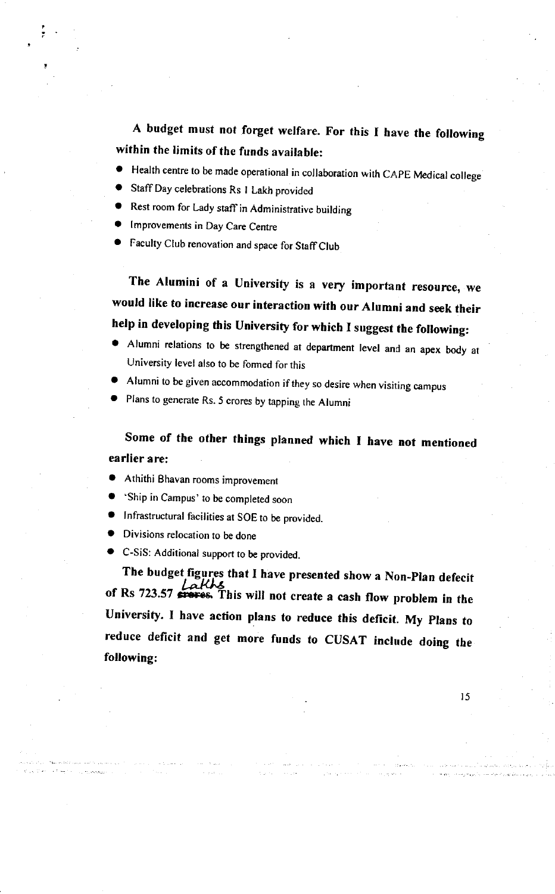**A budget must not forget welfare. For this I have the following within the limits of the funds available:**

- Health centre to be made operational in collaboration with CAPE Medical college
- Staff Day celebrations Rs 1 Lakh provided
- Rest room for Lady staff in Administrative building
- Improvements in Day Care Centre
- Faculty Club renovation and space for Staff Club

**The Alumini of a University is a very important resource, we would like to increase our interaction with our Alumni and seek their help in developing this University for which I suggest the following:**

- Alumni relations to be strengthened at department level and an apex body at University level also to be formed for this
- Alumni to be given accommodation if they so desire when visiting campus
- Plans to generate Rs. 5 crores by tapping the Alumni

**Some of the other things planned which I have not mentioned earlier are:**

- Athithi Bhavan rooms improvement
- 'Ship in Campus' to be completed soon
- Infrastructural facilities at SOE to be provided.
- Divisions relocation to be done
- C-SiS: Additional support to be provided.

**The budget figures that I have presented show a Non-Plan defecit of Rs 723.57 ~~crores~~ Lakhs. This will not create a cash flow problem in the University. I have action plans to reduce this deficit. My Plans to reduce deficit and get more funds to CUSAT include doing the following:**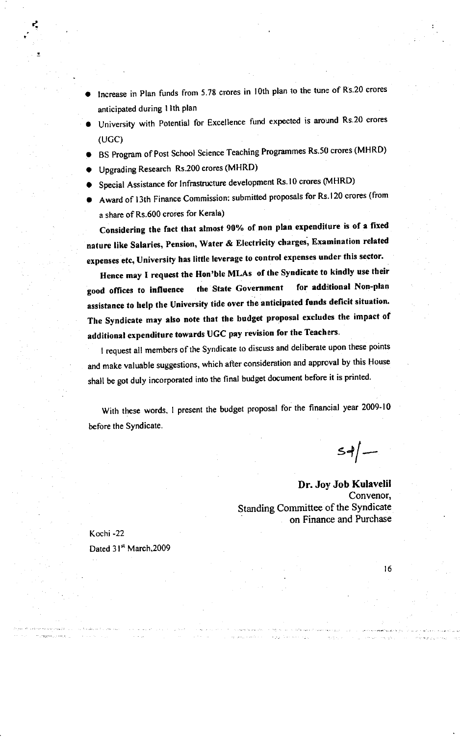- Increase in Plan funds from 5.78 crores in 10th plan to the tune of Rs.20 crores anticipated during 11th plan
- University with Potential for Excellence fund expected is around Rs.20 crores (UGC)
- BS Program of Post School Science Teaching Programmes Rs.50 crores (MHRD)
- Upgrading Research Rs.200 crores (MHRD)
- Special Assistance for Infrastructure development Rs.10 crores (MHRD)
- Award of 13th Finance Commission: submitted proposals for Rs.120 crores (from a share of Rs.600 crores for Kerala)

**Considering the fact that almost 90% of non plan expenditure is of a fixed nature like Salaries, Pension, Water & Electricity charges, Examination related expenses etc, University has little leverage to control expenses under this sector.**

**Hence may I request the Hon'ble MLAs of the Syndicate to kindly use their good offices to influence the State Government for additional Non-plan assistance to help the University tide over the anticipated funds deficit situation. The Syndicate may also note that the budget proposal excludes the impact of additional expenditure towards UGC pay revision for the Teachers.**

I request all members of the Syndicate to discuss and deliberate upon these points and make valuable suggestions, which after consideration and approval by this House shall be got duly incorporated into the final budget document before it is printed.

With these words, I present the budget proposal for the financial year 2009-10 before the Syndicate.

Sd/-

**Dr. Joy Job Kulavelil**
Convenor,
Standing Committee of the Syndicate
on Finance and Purchase

Kochi -22
Dated 31st March,2009